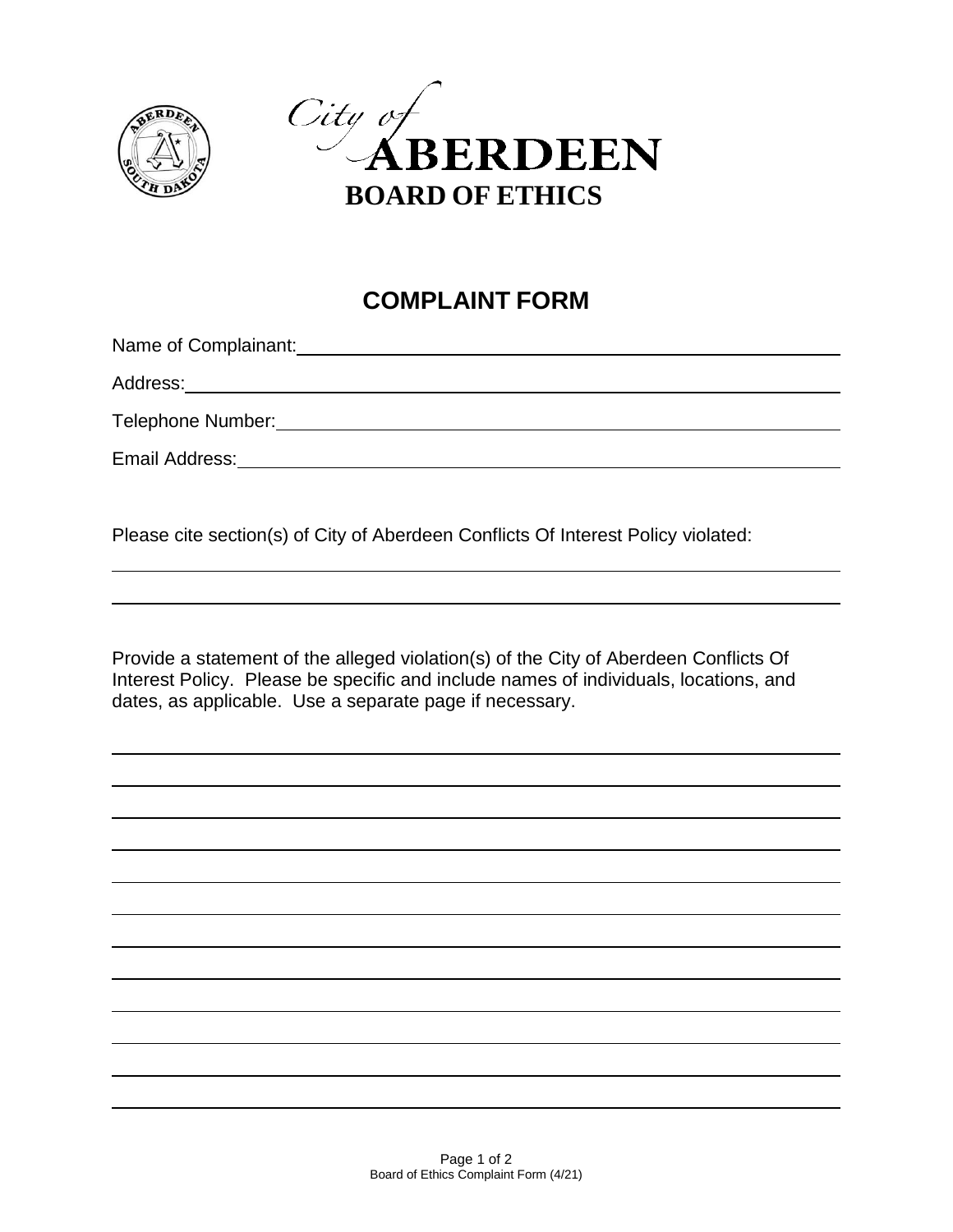# City of ABERDEEN

## BOARD OF ETHICS

## COMPLAINT FORM

Name of Complainant: ____________________________________________

Address: ____________________________________________

Telephone Number: ____________________________________________

Email Address: ____________________________________________

Please cite section(s) of City of Aberdeen Conflicts Of Interest Policy violated:

____________________________________________

____________________________________________

Provide a statement of the alleged violation(s) of the City of Aberdeen Conflicts Of Interest Policy. Please be specific and include names of individuals, locations, and dates, as applicable. Use a separate page if necessary.

____________________________________________

____________________________________________

____________________________________________

____________________________________________

____________________________________________

____________________________________________

____________________________________________

____________________________________________

____________________________________________

____________________________________________

____________________________________________

____________________________________________

Board of Ethics Complaint Form (4/21)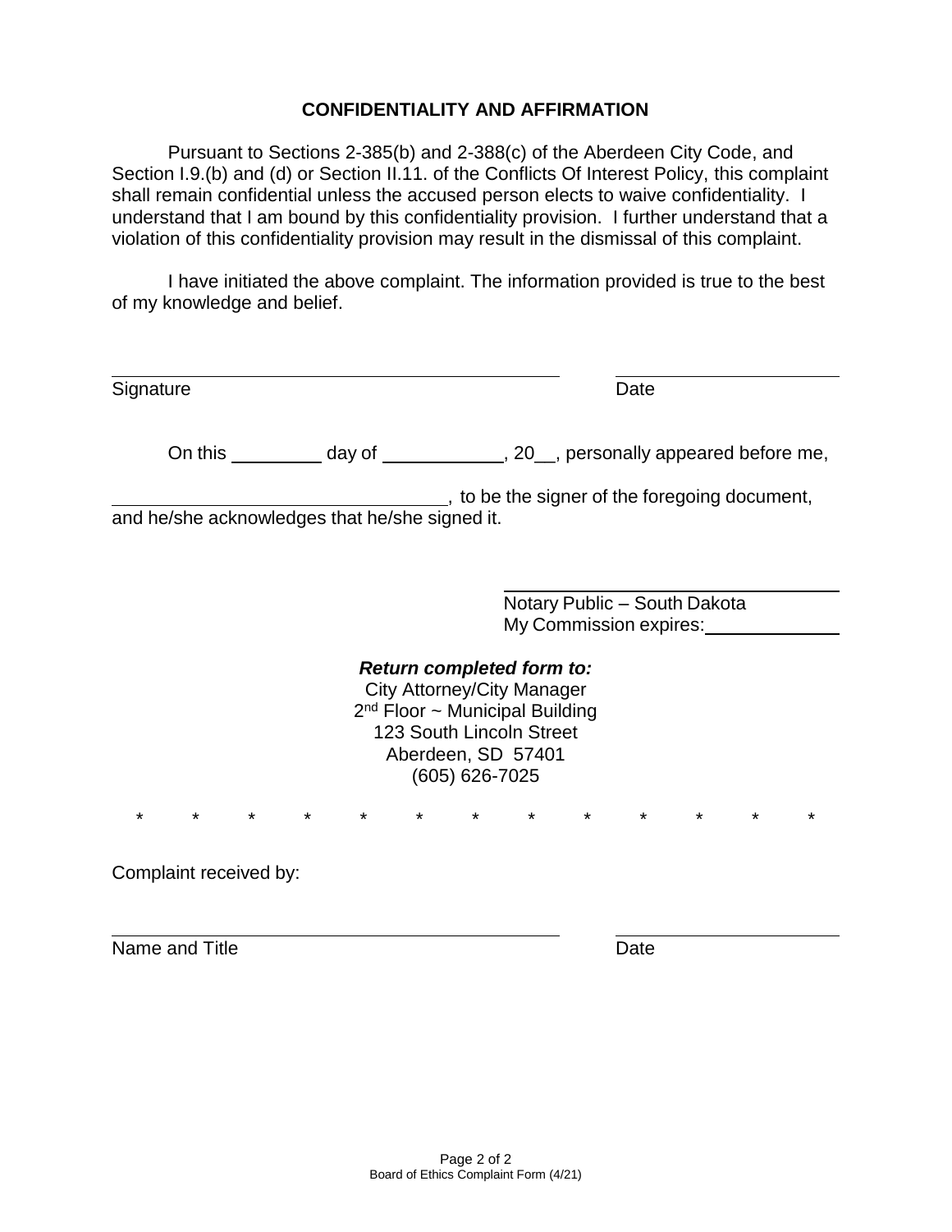## CONFIDENTIALITY AND AFFIRMATION

Pursuant to Sections 2-385(b) and 2-388(c) of the Aberdeen City Code, and Section I.9.(b) and (d) or Section II.11. of the Conflicts Of Interest Policy, this complaint shall remain confidential unless the accused person elects to waive confidentiality. I understand that I am bound by this confidentiality provision. I further understand that a violation of this confidentiality provision may result in the dismissal of this complaint.

I have initiated the above complaint. The information provided is true to the best of my knowledge and belief.

\_\_\_\_\_\_\_\_\_\_\_\_\_\_\_\_\_\_\_\_\_\_\_\_\_\_\_\_\_\_\_\_\_\_\_\_\_\_\_\_ \_\_\_\_\_\_\_\_\_\_\_\_\_\_\_\_\_\_\_\_
Signature Date

On this \_\_\_\_\_\_\_\_\_ day of \_\_\_\_\_\_\_\_\_\_\_\_, 20\_\_, personally appeared before me,

\_\_\_\_\_\_\_\_\_\_\_\_\_\_\_\_\_\_\_\_\_\_\_\_\_\_\_\_\_\_\_\_\_, to be the signer of the foregoing document, and he/she acknowledges that he/she signed it.

\_\_\_\_\_\_\_\_\_\_\_\_\_\_\_\_\_\_\_\_\_\_\_\_\_\_\_\_\_\_
Notary Public – South Dakota
My Commission expires:\_\_\_\_\_\_\_\_\_\_\_\_\_

***Return completed form to:***
City Attorney/City Manager
2nd Floor ~ Municipal Building
123 South Lincoln Street
Aberdeen, SD 57401
(605) 626-7025

\* \* \* \* \* \* \* \* \* \* \* \* \*

Complaint received by:

\_\_\_\_\_\_\_\_\_\_\_\_\_\_\_\_\_\_\_\_\_\_\_\_\_\_\_\_\_\_\_\_\_\_\_\_\_\_\_\_ \_\_\_\_\_\_\_\_\_\_\_\_\_\_\_\_\_\_\_\_
Name and Title Date